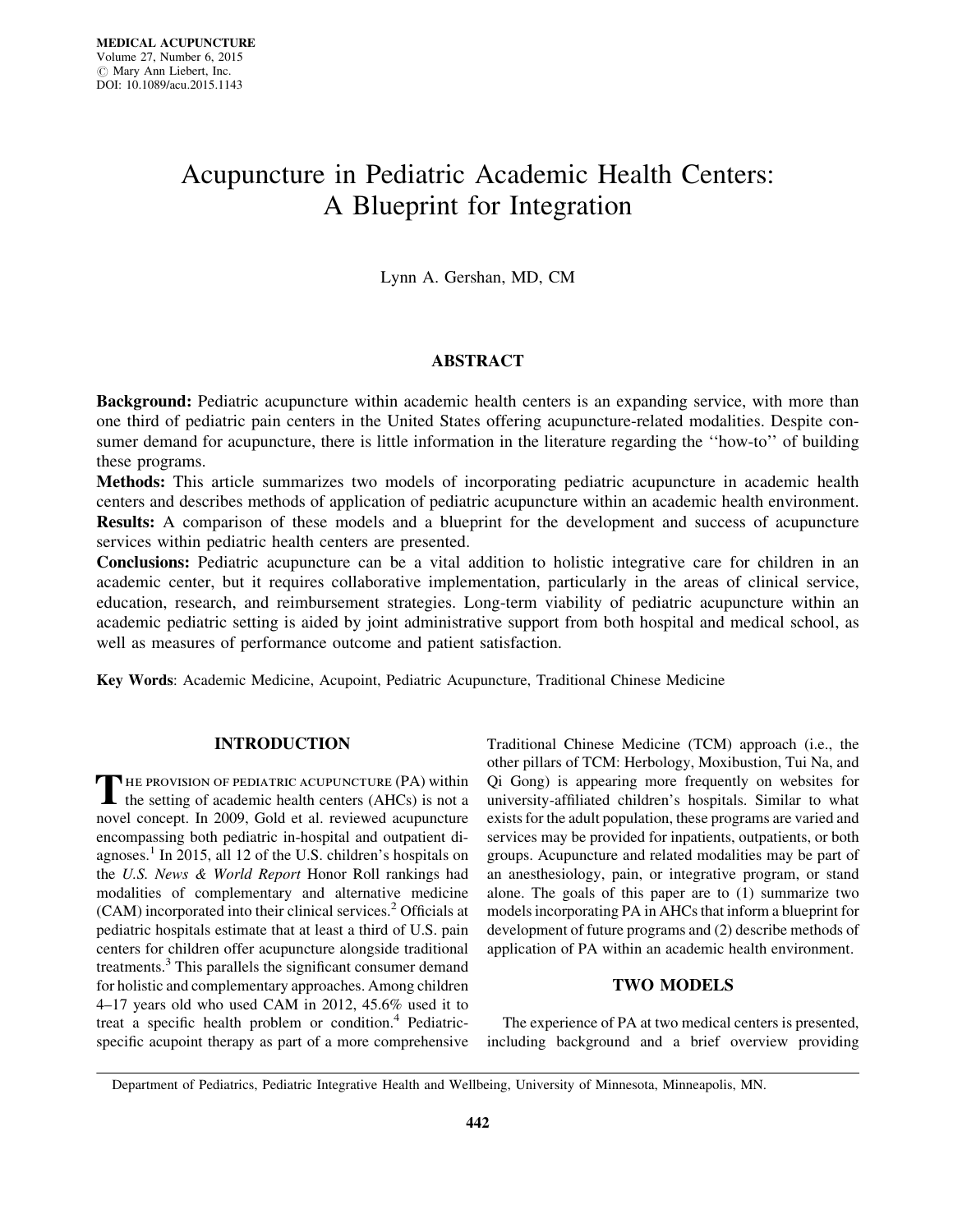# Acupuncture in Pediatric Academic Health Centers: A Blueprint for Integration

Lynn A. Gershan, MD, CM

## ABSTRACT

**Background:** Pediatric acupuncture within academic health centers is an expanding service, with more than one third of pediatric pain centers in the United States offering acupuncture-related modalities. Despite consumer demand for acupuncture, there is little information in the literature regarding the ''how-to'' of building these programs.

**Methods:** This article summarizes two models of incorporating pediatric acupuncture in academic health centers and describes methods of application of pediatric acupuncture within an academic health environment.

**Results:** A comparison of these models and a blueprint for the development and success of acupuncture services within pediatric health centers are presented.

**Conclusions:** Pediatric acupuncture can be a vital addition to holistic integrative care for children in an academic center, but it requires collaborative implementation, particularly in the areas of clinical service, education, research, and reimbursement strategies. Long-term viability of pediatric acupuncture within an academic pediatric setting is aided by joint administrative support from both hospital and medical school, as well as measures of performance outcome and patient satisfaction.

**Key Words**: Academic Medicine, Acupoint, Pediatric Acupuncture, Traditional Chinese Medicine

## INTRODUCTION

THE PROVISION OF PEDIATRIC ACUPUNCTURE (PA) within the setting of academic health centers (AHCs) is not a novel concept. In 2009, Gold et al. reviewed acupuncture encompassing both pediatric in-hospital and outpatient diagnoses.[1] In 2015, all 12 of the U.S. children's hospitals on the *U.S. News & World Report* Honor Roll rankings had modalities of complementary and alternative medicine (CAM) incorporated into their clinical services.[2] Officials at pediatric hospitals estimate that at least a third of U.S. pain centers for children offer acupuncture alongside traditional treatments.[3] This parallels the significant consumer demand for holistic and complementary approaches. Among children 4–17 years old who used CAM in 2012, 45.6% used it to treat a specific health problem or condition.[4] Pediatric-specific acupoint therapy as part of a more comprehensive Traditional Chinese Medicine (TCM) approach (i.e., the other pillars of TCM: Herbology, Moxibustion, Tui Na, and Qi Gong) is appearing more frequently on websites for university-affiliated children's hospitals. Similar to what exists for the adult population, these programs are varied and services may be provided for inpatients, outpatients, or both groups. Acupuncture and related modalities may be part of an anesthesiology, pain, or integrative program, or stand alone. The goals of this paper are to (1) summarize two models incorporating PA in AHCs that inform a blueprint for development of future programs and (2) describe methods of application of PA within an academic health environment.

## TWO MODELS

The experience of PA at two medical centers is presented, including background and a brief overview providing

Department of Pediatrics, Pediatric Integrative Health and Wellbeing, University of Minnesota, Minneapolis, MN.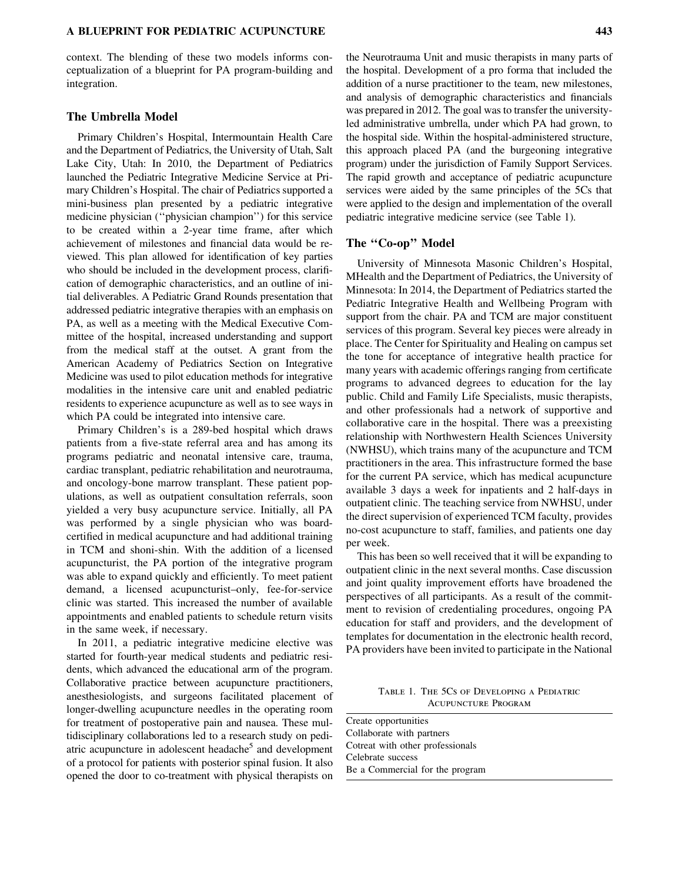context. The blending of these two models informs conceptualization of a blueprint for PA program-building and integration.

## The Umbrella Model

Primary Children's Hospital, Intermountain Health Care and the Department of Pediatrics, the University of Utah, Salt Lake City, Utah: In 2010, the Department of Pediatrics launched the Pediatric Integrative Medicine Service at Primary Children's Hospital. The chair of Pediatrics supported a mini-business plan presented by a pediatric integrative medicine physician (''physician champion'') for this service to be created within a 2-year time frame, after which achievement of milestones and financial data would be reviewed. This plan allowed for identification of key parties who should be included in the development process, clarification of demographic characteristics, and an outline of initial deliverables. A Pediatric Grand Rounds presentation that addressed pediatric integrative therapies with an emphasis on PA, as well as a meeting with the Medical Executive Committee of the hospital, increased understanding and support from the medical staff at the outset. A grant from the American Academy of Pediatrics Section on Integrative Medicine was used to pilot education methods for integrative modalities in the intensive care unit and enabled pediatric residents to experience acupuncture as well as to see ways in which PA could be integrated into intensive care.

Primary Children's is a 289-bed hospital which draws patients from a five-state referral area and has among its programs pediatric and neonatal intensive care, trauma, cardiac transplant, pediatric rehabilitation and neurotrauma, and oncology-bone marrow transplant. These patient populations, as well as outpatient consultation referrals, soon yielded a very busy acupuncture service. Initially, all PA was performed by a single physician who was board-certified in medical acupuncture and had additional training in TCM and shoni-shin. With the addition of a licensed acupuncturist, the PA portion of the integrative program was able to expand quickly and efficiently. To meet patient demand, a licensed acupuncturist–only, fee-for-service clinic was started. This increased the number of available appointments and enabled patients to schedule return visits in the same week, if necessary.

In 2011, a pediatric integrative medicine elective was started for fourth-year medical students and pediatric residents, which advanced the educational arm of the program. Collaborative practice between acupuncture practitioners, anesthesiologists, and surgeons facilitated placement of longer-dwelling acupuncture needles in the operating room for treatment of postoperative pain and nausea. These multidisciplinary collaborations led to a research study on pediatric acupuncture in adolescent headache[5] and development of a protocol for patients with posterior spinal fusion. It also opened the door to co-treatment with physical therapists on the Neurotrauma Unit and music therapists in many parts of the hospital. Development of a pro forma that included the addition of a nurse practitioner to the team, new milestones, and analysis of demographic characteristics and financials was prepared in 2012. The goal was to transfer the university-led administrative umbrella, under which PA had grown, to the hospital side. Within the hospital-administered structure, this approach placed PA (and the burgeoning integrative program) under the jurisdiction of Family Support Services. The rapid growth and acceptance of pediatric acupuncture services were aided by the same principles of the 5Cs that were applied to the design and implementation of the overall pediatric integrative medicine service (see Table 1).

## The ''Co-op'' Model

University of Minnesota Masonic Children's Hospital, MHealth and the Department of Pediatrics, the University of Minnesota: In 2014, the Department of Pediatrics started the Pediatric Integrative Health and Wellbeing Program with support from the chair. PA and TCM are major constituent services of this program. Several key pieces were already in place. The Center for Spirituality and Healing on campus set the tone for acceptance of integrative health practice for many years with academic offerings ranging from certificate programs to advanced degrees to education for the lay public. Child and Family Life Specialists, music therapists, and other professionals had a network of supportive and collaborative care in the hospital. There was a preexisting relationship with Northwestern Health Sciences University (NWHSU), which trains many of the acupuncture and TCM practitioners in the area. This infrastructure formed the base for the current PA service, which has medical acupuncture available 3 days a week for inpatients and 2 half-days in outpatient clinic. The teaching service from NWHSU, under the direct supervision of experienced TCM faculty, provides no-cost acupuncture to staff, families, and patients one day per week.

This has been so well received that it will be expanding to outpatient clinic in the next several months. Case discussion and joint quality improvement efforts have broadened the perspectives of all participants. As a result of the commitment to revision of credentialing procedures, ongoing PA education for staff and providers, and the development of templates for documentation in the electronic health record, PA providers have been invited to participate in the National

Table 1. The 5Cs of Developing a Pediatric Acupuncture Program

| |
|---|
| Create opportunities |
| Collaborate with partners |
| Cotreat with other professionals |
| Celebrate success |
| Be a Commercial for the program |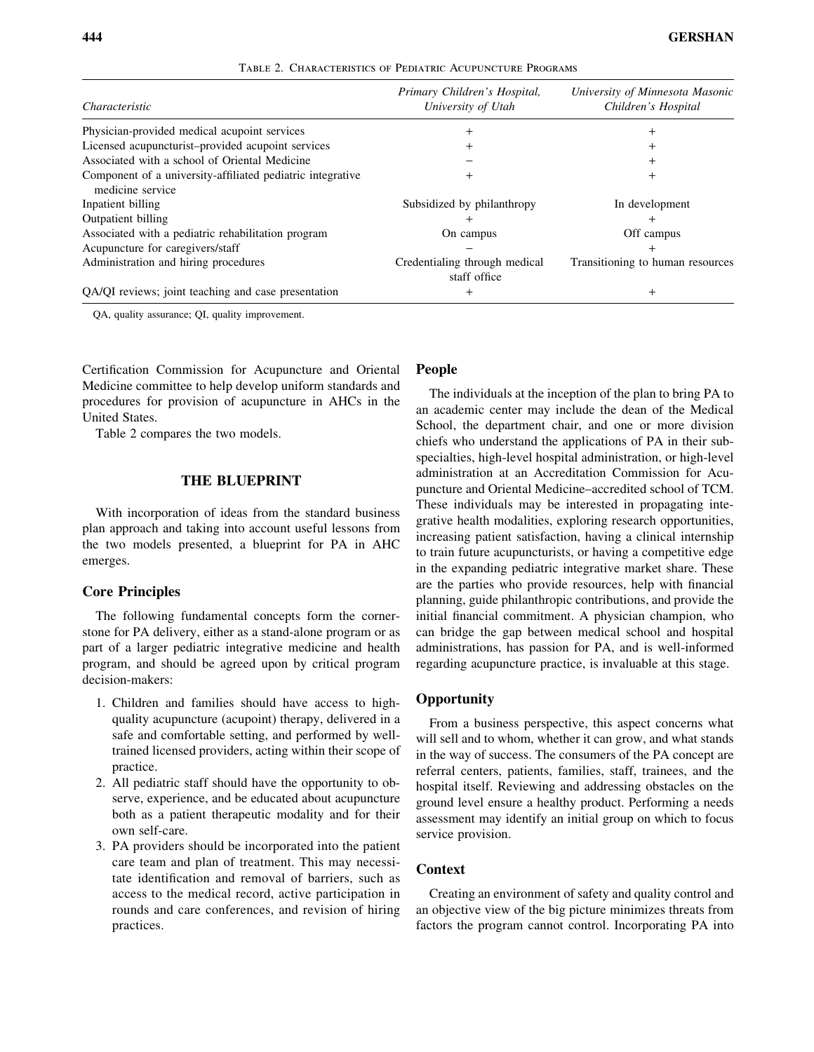Table 2. Characteristics of Pediatric Acupuncture Programs

| *Characteristic* | *Primary Children's Hospital, University of Utah* | *University of Minnesota Masonic Children's Hospital* |
|---|---|---|
| Physician-provided medical acupoint services | + | + |
| Licensed acupuncturist–provided acupoint services | + | + |
| Associated with a school of Oriental Medicine | − | + |
| Component of a university-affiliated pediatric integrative medicine service | + | + |
| Inpatient billing | Subsidized by philanthropy | In development |
| Outpatient billing | + | + |
| Associated with a pediatric rehabilitation program | On campus | Off campus |
| Acupuncture for caregivers/staff | − | + |
| Administration and hiring procedures | Credentialing through medical staff office | Transitioning to human resources |
| QA/QI reviews; joint teaching and case presentation | + | + |

QA, quality assurance; QI, quality improvement.

Certification Commission for Acupuncture and Oriental Medicine committee to help develop uniform standards and procedures for provision of acupuncture in AHCs in the United States.

Table 2 compares the two models.

## THE BLUEPRINT

With incorporation of ideas from the standard business plan approach and taking into account useful lessons from the two models presented, a blueprint for PA in AHC emerges.

### Core Principles

The following fundamental concepts form the cornerstone for PA delivery, either as a stand-alone program or as part of a larger pediatric integrative medicine and health program, and should be agreed upon by critical program decision-makers:

1. Children and families should have access to high-quality acupuncture (acupoint) therapy, delivered in a safe and comfortable setting, and performed by well-trained licensed providers, acting within their scope of practice.
2. All pediatric staff should have the opportunity to observe, experience, and be educated about acupuncture both as a patient therapeutic modality and for their own self-care.
3. PA providers should be incorporated into the patient care team and plan of treatment. This may necessitate identification and removal of barriers, such as access to the medical record, active participation in rounds and care conferences, and revision of hiring practices.

### People

The individuals at the inception of the plan to bring PA to an academic center may include the dean of the Medical School, the department chair, and one or more division chiefs who understand the applications of PA in their subspecialties, high-level hospital administration, or high-level administration at an Accreditation Commission for Acupuncture and Oriental Medicine–accredited school of TCM. These individuals may be interested in propagating integrative health modalities, exploring research opportunities, increasing patient satisfaction, having a clinical internship to train future acupuncturists, or having a competitive edge in the expanding pediatric integrative market share. These are the parties who provide resources, help with financial planning, guide philanthropic contributions, and provide the initial financial commitment. A physician champion, who can bridge the gap between medical school and hospital administrations, has passion for PA, and is well-informed regarding acupuncture practice, is invaluable at this stage.

### Opportunity

From a business perspective, this aspect concerns what will sell and to whom, whether it can grow, and what stands in the way of success. The consumers of the PA concept are referral centers, patients, families, staff, trainees, and the hospital itself. Reviewing and addressing obstacles on the ground level ensure a healthy product. Performing a needs assessment may identify an initial group on which to focus service provision.

### Context

Creating an environment of safety and quality control and an objective view of the big picture minimizes threats from factors the program cannot control. Incorporating PA into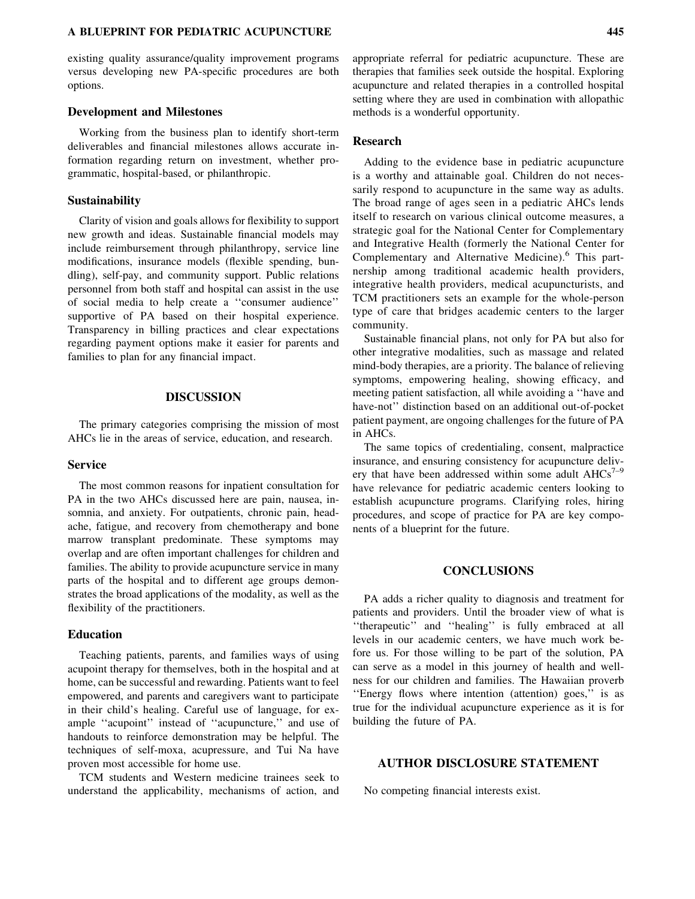existing quality assurance/quality improvement programs versus developing new PA-specific procedures are both options.

### Development and Milestones

Working from the business plan to identify short-term deliverables and financial milestones allows accurate information regarding return on investment, whether programmatic, hospital-based, or philanthropic.

### Sustainability

Clarity of vision and goals allows for flexibility to support new growth and ideas. Sustainable financial models may include reimbursement through philanthropy, service line modifications, insurance models (flexible spending, bundling), self-pay, and community support. Public relations personnel from both staff and hospital can assist in the use of social media to help create a ''consumer audience'' supportive of PA based on their hospital experience. Transparency in billing practices and clear expectations regarding payment options make it easier for parents and families to plan for any financial impact.

## DISCUSSION

The primary categories comprising the mission of most AHCs lie in the areas of service, education, and research.

### Service

The most common reasons for inpatient consultation for PA in the two AHCs discussed here are pain, nausea, insomnia, and anxiety. For outpatients, chronic pain, headache, fatigue, and recovery from chemotherapy and bone marrow transplant predominate. These symptoms may overlap and are often important challenges for children and families. The ability to provide acupuncture service in many parts of the hospital and to different age groups demonstrates the broad applications of the modality, as well as the flexibility of the practitioners.

### Education

Teaching patients, parents, and families ways of using acupoint therapy for themselves, both in the hospital and at home, can be successful and rewarding. Patients want to feel empowered, and parents and caregivers want to participate in their child's healing. Careful use of language, for example ''acupoint'' instead of ''acupuncture,'' and use of handouts to reinforce demonstration may be helpful. The techniques of self-moxa, acupressure, and Tui Na have proven most accessible for home use.

TCM students and Western medicine trainees seek to understand the applicability, mechanisms of action, and appropriate referral for pediatric acupuncture. These are therapies that families seek outside the hospital. Exploring acupuncture and related therapies in a controlled hospital setting where they are used in combination with allopathic methods is a wonderful opportunity.

### Research

Adding to the evidence base in pediatric acupuncture is a worthy and attainable goal. Children do not necessarily respond to acupuncture in the same way as adults. The broad range of ages seen in a pediatric AHCs lends itself to research on various clinical outcome measures, a strategic goal for the National Center for Complementary and Integrative Health (formerly the National Center for Complementary and Alternative Medicine).[6] This partnership among traditional academic health providers, integrative health providers, medical acupuncturists, and TCM practitioners sets an example for the whole-person type of care that bridges academic centers to the larger community.

Sustainable financial plans, not only for PA but also for other integrative modalities, such as massage and related mind-body therapies, are a priority. The balance of relieving symptoms, empowering healing, showing efficacy, and meeting patient satisfaction, all while avoiding a ''have and have-not'' distinction based on an additional out-of-pocket patient payment, are ongoing challenges for the future of PA in AHCs.

The same topics of credentialing, consent, malpractice insurance, and ensuring consistency for acupuncture delivery that have been addressed within some adult AHCs[7–9] have relevance for pediatric academic centers looking to establish acupuncture programs. Clarifying roles, hiring procedures, and scope of practice for PA are key components of a blueprint for the future.

## CONCLUSIONS

PA adds a richer quality to diagnosis and treatment for patients and providers. Until the broader view of what is ''therapeutic'' and ''healing'' is fully embraced at all levels in our academic centers, we have much work before us. For those willing to be part of the solution, PA can serve as a model in this journey of health and wellness for our children and families. The Hawaiian proverb ''Energy flows where intention (attention) goes,'' is as true for the individual acupuncture experience as it is for building the future of PA.

## AUTHOR DISCLOSURE STATEMENT

No competing financial interests exist.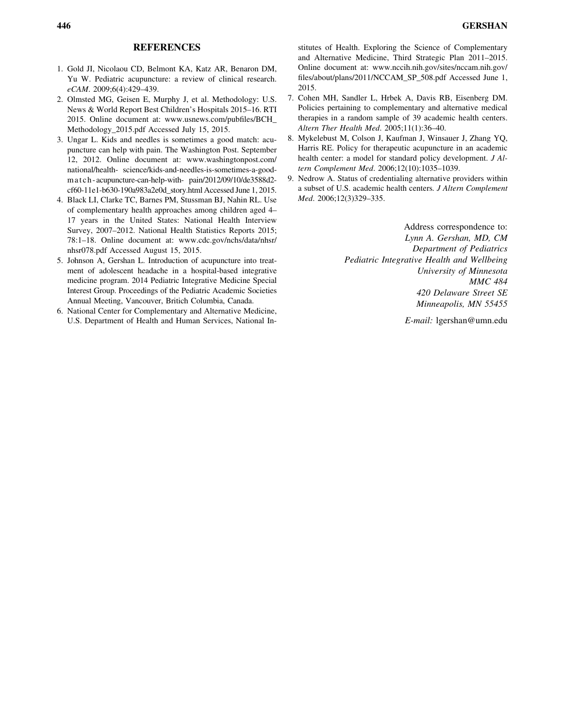## REFERENCES

1. Gold JI, Nicolaou CD, Belmont KA, Katz AR, Benaron DM, Yu W. Pediatric acupuncture: a review of clinical research. *eCAM*. 2009;6(4):429–439.
2. Olmsted MG, Geisen E, Murphy J, et al. Methodology: U.S. News & World Report Best Children's Hospitals 2015–16. RTI 2015. Online document at: www.usnews.com/pubfiles/BCH_Methodology_2015.pdf Accessed July 15, 2015.
3. Ungar L. Kids and needles is sometimes a good match: acupuncture can help with pain. The Washington Post. September 12, 2012. Online document at: www.washingtonpost.com/national/health- science/kids-and-needles-is-sometimes-a-good-match-acupuncture-can-help-with- pain/2012/09/10/de3588d2-cf60-11e1-b630-190a983a2e0d_story.html Accessed June 1, 2015.
4. Black LI, Clarke TC, Barnes PM, Stussman BJ, Nahin RL. Use of complementary health approaches among children aged 4–17 years in the United States: National Health Interview Survey, 2007–2012. National Health Statistics Reports 2015; 78:1–18. Online document at: www.cdc.gov/nchs/data/nhsr/nhsr078.pdf Accessed August 15, 2015.
5. Johnson A, Gershan L. Introduction of acupuncture into treatment of adolescent headache in a hospital-based integrative medicine program. 2014 Pediatric Integrative Medicine Special Interest Group. Proceedings of the Pediatric Academic Societies Annual Meeting, Vancouver, Britich Columbia, Canada.
6. National Center for Complementary and Alternative Medicine, U.S. Department of Health and Human Services, National Institutes of Health. Exploring the Science of Complementary and Alternative Medicine, Third Strategic Plan 2011–2015. Online document at: www.nccih.nih.gov/sites/nccam.nih.gov/files/about/plans/2011/NCCAM_SP_508.pdf Accessed June 1, 2015.
7. Cohen MH, Sandler L, Hrbek A, Davis RB, Eisenberg DM. Policies pertaining to complementary and alternative medical therapies in a random sample of 39 academic health centers. *Altern Ther Health Med*. 2005;11(1):36–40.
8. Mykelebust M, Colson J, Kaufman J, Winsauer J, Zhang YQ, Harris RE. Policy for therapeutic acupuncture in an academic health center: a model for standard policy development. *J Altern Complement Med*. 2006;12(10):1035–1039.
9. Nedrow A. Status of credentialing alternative providers within a subset of U.S. academic health centers. *J Altern Complement Med*. 2006;12(3)329–335.

Address correspondence to:
*Lynn A. Gershan, MD, CM*
*Department of Pediatrics*
*Pediatric Integrative Health and Wellbeing*
*University of Minnesota*
*MMC 484*
*420 Delaware Street SE*
*Minneapolis, MN 55455*

*E-mail:* lgershan@umn.edu